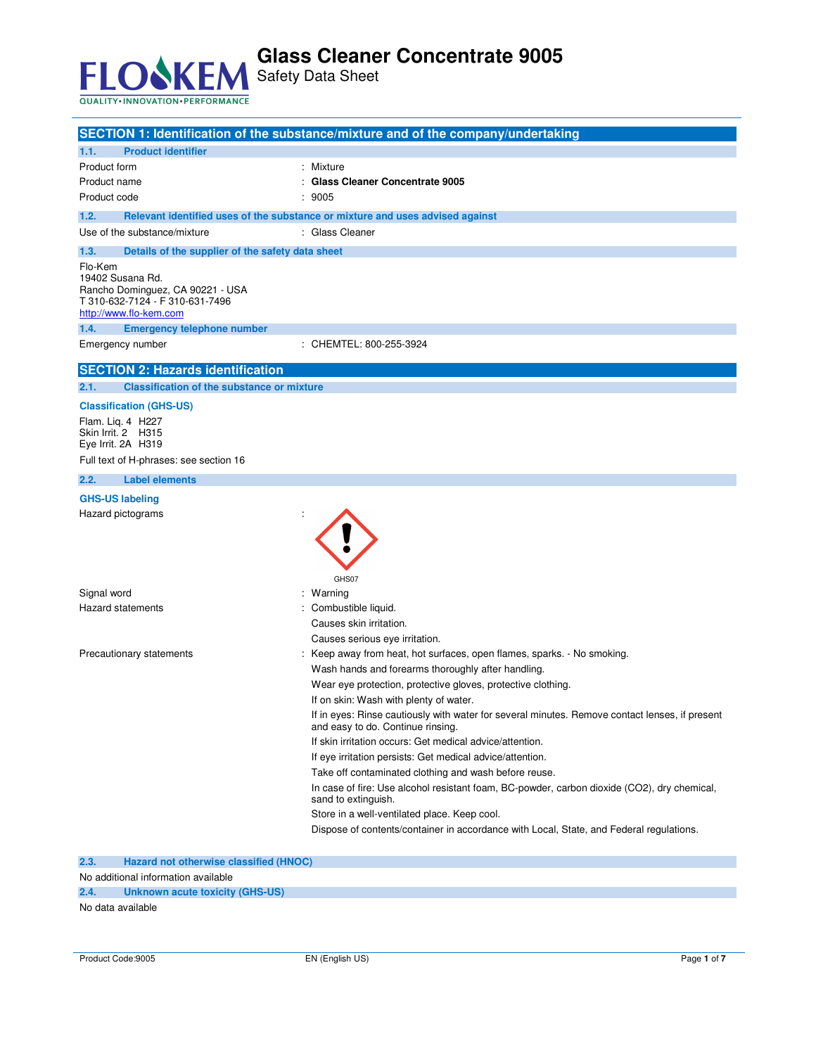# Glass Cleaner Concentrate 9005

Safety Data Sheet

## SECTION 1: Identification of the substance/mixture and of the company/undertaking

### 1.1. Product identifier

| | |
|---|---|
| Product form | : Mixture |
| Product name | : **Glass Cleaner Concentrate 9005** |
| Product code | : 9005 |

### 1.2. Relevant identified uses of the substance or mixture and uses advised against

| | |
|---|---|
| Use of the substance/mixture | : Glass Cleaner |

### 1.3. Details of the supplier of the safety data sheet

Flo-Kem
19402 Susana Rd.
Rancho Dominguez, CA 90221 - USA
T 310-632-7124 - F 310-631-7496
http://www.flo-kem.com

### 1.4. Emergency telephone number

| | |
|---|---|
| Emergency number | : CHEMTEL: 800-255-3924 |

## SECTION 2: Hazards identification

### 2.1. Classification of the substance or mixture

**Classification (GHS-US)**

Flam. Liq. 4 H227
Skin Irrit. 2 H315
Eye Irrit. 2A H319

Full text of H-phrases: see section 16

### 2.2. Label elements

**GHS-US labeling**

Hazard pictograms : GHS07

Signal word : Warning

Hazard statements :
- Combustible liquid.
- Causes skin irritation.
- Causes serious eye irritation.

Precautionary statements :
- Keep away from heat, hot surfaces, open flames, sparks. - No smoking.
- Wash hands and forearms thoroughly after handling.
- Wear eye protection, protective gloves, protective clothing.
- If on skin: Wash with plenty of water.
- If in eyes: Rinse cautiously with water for several minutes. Remove contact lenses, if present and easy to do. Continue rinsing.
- If skin irritation occurs: Get medical advice/attention.
- If eye irritation persists: Get medical advice/attention.
- Take off contaminated clothing and wash before reuse.
- In case of fire: Use alcohol resistant foam, BC-powder, carbon dioxide ($CO_2$), dry chemical, sand to extinguish.
- Store in a well-ventilated place. Keep cool.
- Dispose of contents/container in accordance with Local, State, and Federal regulations.

### 2.3. Hazard not otherwise classified (HNOC)

No additional information available

### 2.4. Unknown acute toxicity (GHS-US)

No data available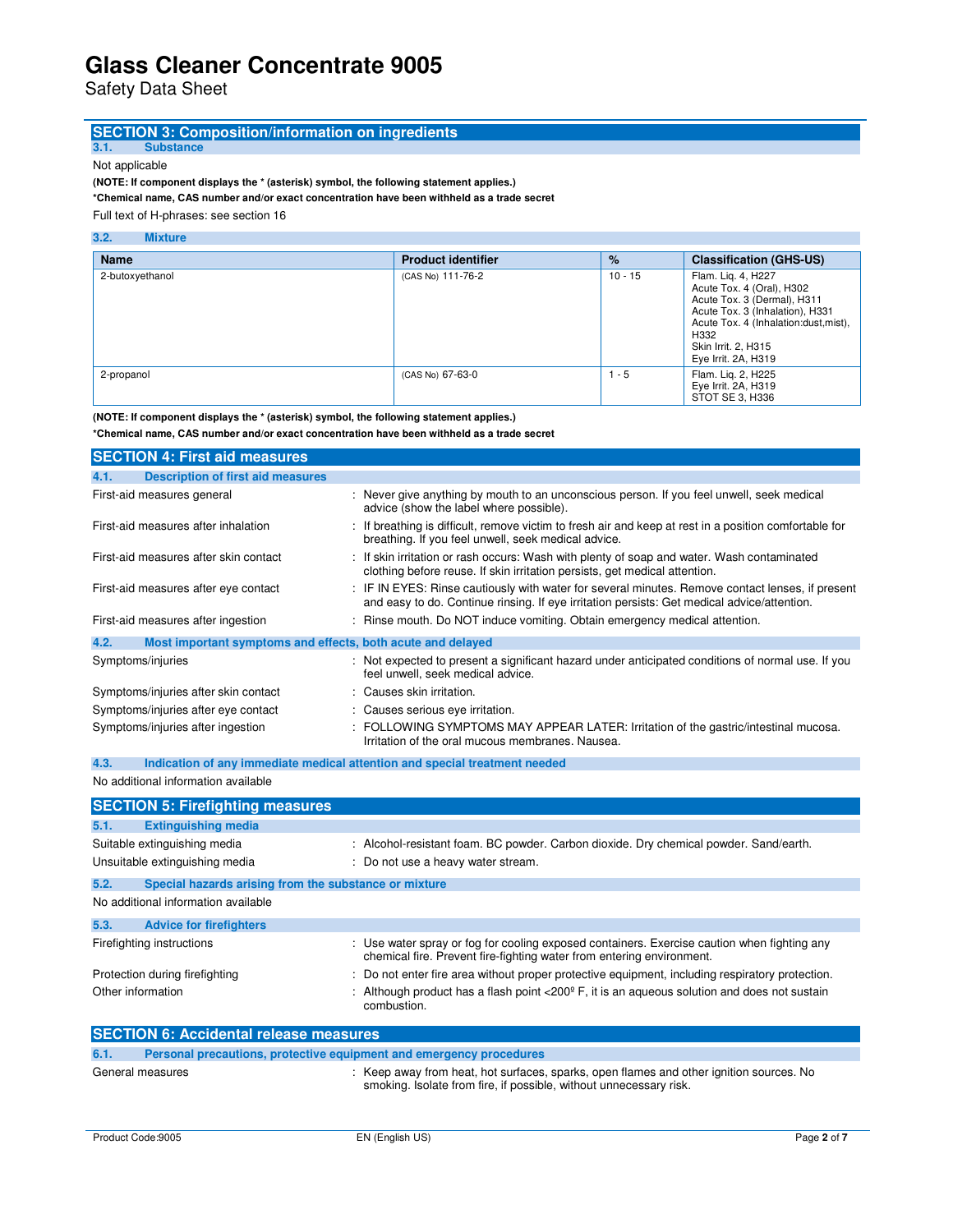# Glass Cleaner Concentrate 9005

Safety Data Sheet

## SECTION 3: Composition/information on ingredients

### 3.1. Substance

Not applicable

**(NOTE: If component displays the * (asterisk) symbol, the following statement applies.)**

***Chemical name, CAS number and/or exact concentration have been withheld as a trade secret**

Full text of H-phrases: see section 16

### 3.2. Mixture

| Name | Product identifier | % | Classification (GHS-US) |
|---|---|---|---|
| 2-butoxyethanol | (CAS No) 111-76-2 | 10 - 15 | Flam. Liq. 4, H227<br>Acute Tox. 4 (Oral), H302<br>Acute Tox. 3 (Dermal), H311<br>Acute Tox. 3 (Inhalation), H331<br>Acute Tox. 4 (Inhalation:dust,mist), H332<br>Skin Irrit. 2, H315<br>Eye Irrit. 2A, H319 |
| 2-propanol | (CAS No) 67-63-0 | 1 - 5 | Flam. Liq. 2, H225<br>Eye Irrit. 2A, H319<br>STOT SE 3, H336 |

**(NOTE: If component displays the * (asterisk) symbol, the following statement applies.)**

***Chemical name, CAS number and/or exact concentration have been withheld as a trade secret**

## SECTION 4: First aid measures

### 4.1. Description of first aid measures

First-aid measures general : Never give anything by mouth to an unconscious person. If you feel unwell, seek medical advice (show the label where possible).

First-aid measures after inhalation : If breathing is difficult, remove victim to fresh air and keep at rest in a position comfortable for breathing. If you feel unwell, seek medical advice.

First-aid measures after skin contact : If skin irritation or rash occurs: Wash with plenty of soap and water. Wash contaminated clothing before reuse. If skin irritation persists, get medical attention.

First-aid measures after eye contact : IF IN EYES: Rinse cautiously with water for several minutes. Remove contact lenses, if present and easy to do. Continue rinsing. If eye irritation persists: Get medical advice/attention.

First-aid measures after ingestion : Rinse mouth. Do NOT induce vomiting. Obtain emergency medical attention.

### 4.2. Most important symptoms and effects, both acute and delayed

Symptoms/injuries : Not expected to present a significant hazard under anticipated conditions of normal use. If you feel unwell, seek medical advice.

Symptoms/injuries after skin contact : Causes skin irritation.

Symptoms/injuries after eye contact : Causes serious eye irritation.

Symptoms/injuries after ingestion : FOLLOWING SYMPTOMS MAY APPEAR LATER: Irritation of the gastric/intestinal mucosa. Irritation of the oral mucous membranes. Nausea.

### 4.3. Indication of any immediate medical attention and special treatment needed

No additional information available

## SECTION 5: Firefighting measures

### 5.1. Extinguishing media

Suitable extinguishing media : Alcohol-resistant foam. BC powder. Carbon dioxide. Dry chemical powder. Sand/earth.

Unsuitable extinguishing media : Do not use a heavy water stream.

### 5.2. Special hazards arising from the substance or mixture

No additional information available

### 5.3. Advice for firefighters

Firefighting instructions : Use water spray or fog for cooling exposed containers. Exercise caution when fighting any chemical fire. Prevent fire-fighting water from entering environment.

Protection during firefighting : Do not enter fire area without proper protective equipment, including respiratory protection.

Other information : Although product has a flash point <200º F, it is an aqueous solution and does not sustain combustion.

## SECTION 6: Accidental release measures

### 6.1. Personal precautions, protective equipment and emergency procedures

General measures : Keep away from heat, hot surfaces, sparks, open flames and other ignition sources. No smoking. Isolate from fire, if possible, without unnecessary risk.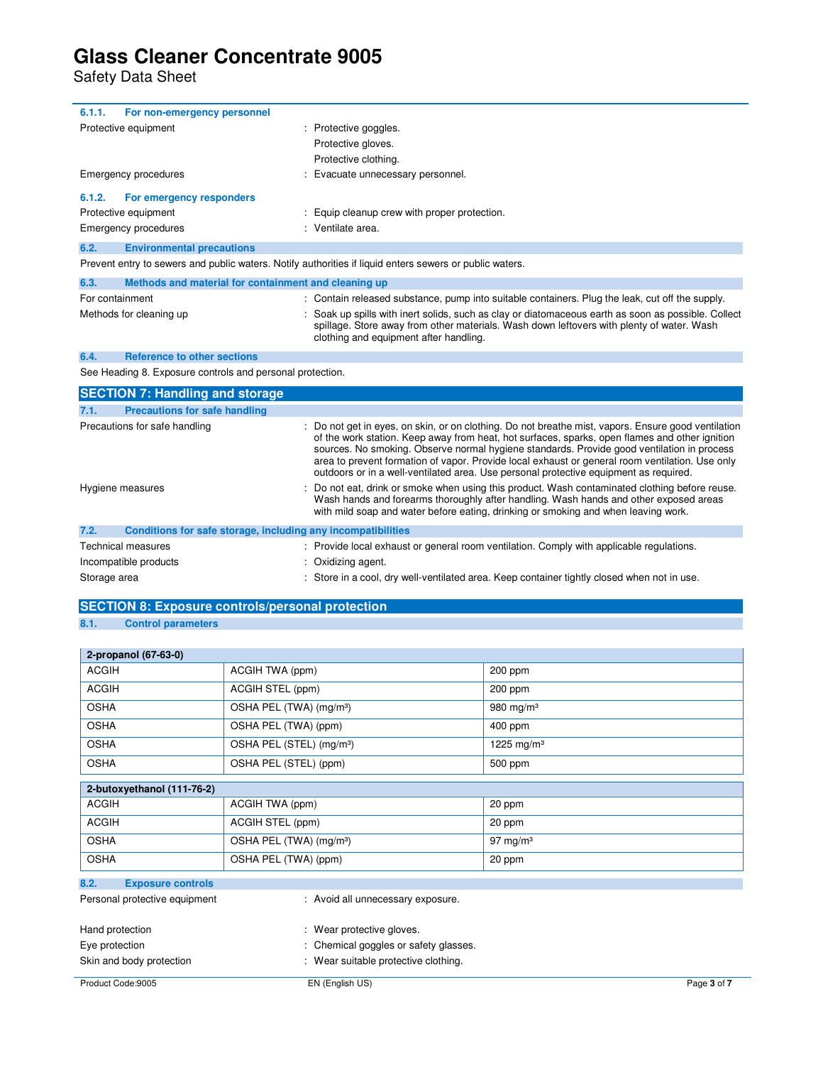#### 6.1.1. For non-emergency personnel

Protective equipment : Protective goggles.
Protective gloves.
Protective clothing.

Emergency procedures : Evacuate unnecessary personnel.

#### 6.1.2. For emergency responders

Protective equipment : Equip cleanup crew with proper protection.

Emergency procedures : Ventilate area.

### 6.2. Environmental precautions

Prevent entry to sewers and public waters. Notify authorities if liquid enters sewers or public waters.

### 6.3. Methods and material for containment and cleaning up

For containment : Contain released substance, pump into suitable containers. Plug the leak, cut off the supply.

Methods for cleaning up : Soak up spills with inert solids, such as clay or diatomaceous earth as soon as possible. Collect spillage. Store away from other materials. Wash down leftovers with plenty of water. Wash clothing and equipment after handling.

### 6.4. Reference to other sections

See Heading 8. Exposure controls and personal protection.

## SECTION 7: Handling and storage

### 7.1. Precautions for safe handling

Precautions for safe handling : Do not get in eyes, on skin, or on clothing. Do not breathe mist, vapors. Ensure good ventilation of the work station. Keep away from heat, hot surfaces, sparks, open flames and other ignition sources. No smoking. Observe normal hygiene standards. Provide good ventilation in process area to prevent formation of vapor. Provide local exhaust or general room ventilation. Use only outdoors or in a well-ventilated area. Use personal protective equipment as required.

Hygiene measures : Do not eat, drink or smoke when using this product. Wash contaminated clothing before reuse. Wash hands and forearms thoroughly after handling. Wash hands and other exposed areas with mild soap and water before eating, drinking or smoking and when leaving work.

### 7.2. Conditions for safe storage, including any incompatibilities

Technical measures : Provide local exhaust or general room ventilation. Comply with applicable regulations.

Incompatible products : Oxidizing agent.

Storage area : Store in a cool, dry well-ventilated area. Keep container tightly closed when not in use.

## SECTION 8: Exposure controls/personal protection

### 8.1. Control parameters

| **2-propanol (67-63-0)** | | |
|---|---|---|
| ACGIH | ACGIH TWA (ppm) | 200 ppm |
| ACGIH | ACGIH STEL (ppm) | 200 ppm |
| OSHA | OSHA PEL (TWA) (mg/m³) | 980 mg/m³ |
| OSHA | OSHA PEL (TWA) (ppm) | 400 ppm |
| OSHA | OSHA PEL (STEL) (mg/m³) | 1225 mg/m³ |
| OSHA | OSHA PEL (STEL) (ppm) | 500 ppm |

| **2-butoxyethanol (111-76-2)** | | |
|---|---|---|
| ACGIH | ACGIH TWA (ppm) | 20 ppm |
| ACGIH | ACGIH STEL (ppm) | 20 ppm |
| OSHA | OSHA PEL (TWA) (mg/m³) | 97 mg/m³ |
| OSHA | OSHA PEL (TWA) (ppm) | 20 ppm |

### 8.2. Exposure controls

Personal protective equipment : Avoid all unnecessary exposure.

Hand protection : Wear protective gloves.

Eye protection : Chemical goggles or safety glasses.

Skin and body protection : Wear suitable protective clothing.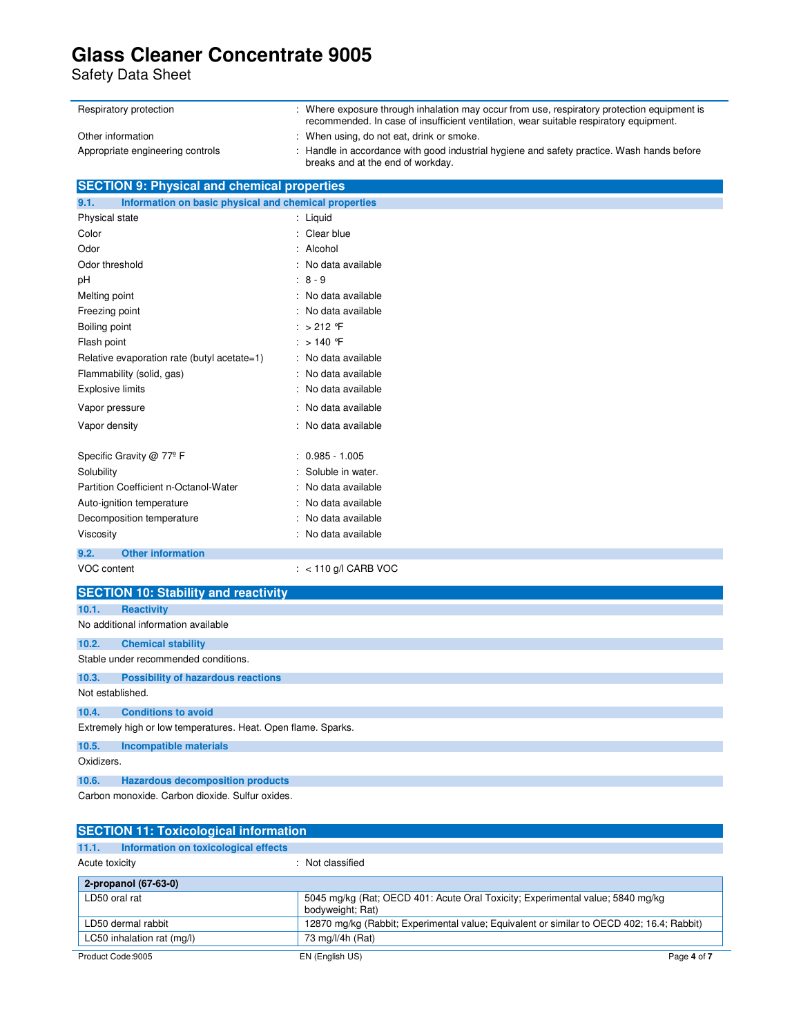| | |
|---|---|
| Respiratory protection | : Where exposure through inhalation may occur from use, respiratory protection equipment is recommended. In case of insufficient ventilation, wear suitable respiratory equipment. |
| Other information | : When using, do not eat, drink or smoke. |
| Appropriate engineering controls | : Handle in accordance with good industrial hygiene and safety practice. Wash hands before breaks and at the end of workday. |

## SECTION 9: Physical and chemical properties

### 9.1. Information on basic physical and chemical properties

| | |
|---|---|
| Physical state | : Liquid |
| Color | : Clear blue |
| Odor | : Alcohol |
| Odor threshold | : No data available |
| pH | : 8 - 9 |
| Melting point | : No data available |
| Freezing point | : No data available |
| Boiling point | : > 212 °F |
| Flash point | : > 140 °F |
| Relative evaporation rate (butyl acetate=1) | : No data available |
| Flammability (solid, gas) | : No data available |
| Explosive limits | : No data available |
| Vapor pressure | : No data available |
| Vapor density | : No data available |
| Specific Gravity @ 77º F | : 0.985 - 1.005 |
| Solubility | : Soluble in water. |
| Partition Coefficient n-Octanol-Water | : No data available |
| Auto-ignition temperature | : No data available |
| Decomposition temperature | : No data available |
| Viscosity | : No data available |

### 9.2. Other information

| | |
|---|---|
| VOC content | : < 110 g/l CARB VOC |

## SECTION 10: Stability and reactivity

### 10.1. Reactivity

No additional information available

### 10.2. Chemical stability

Stable under recommended conditions.

### 10.3. Possibility of hazardous reactions

Not established.

### 10.4. Conditions to avoid

Extremely high or low temperatures. Heat. Open flame. Sparks.

### 10.5. Incompatible materials

Oxidizers.

### 10.6. Hazardous decomposition products

Carbon monoxide. Carbon dioxide. Sulfur oxides.

## SECTION 11: Toxicological information

### 11.1. Information on toxicological effects

Acute toxicity : Not classified

| 2-propanol (67-63-0) | |
|---|---|
| LD50 oral rat | 5045 mg/kg (Rat; OECD 401: Acute Oral Toxicity; Experimental value; 5840 mg/kg bodyweight; Rat) |
| LD50 dermal rabbit | 12870 mg/kg (Rabbit; Experimental value; Equivalent or similar to OECD 402; 16.4; Rabbit) |
| LC50 inhalation rat (mg/l) | 73 mg/l/4h (Rat) |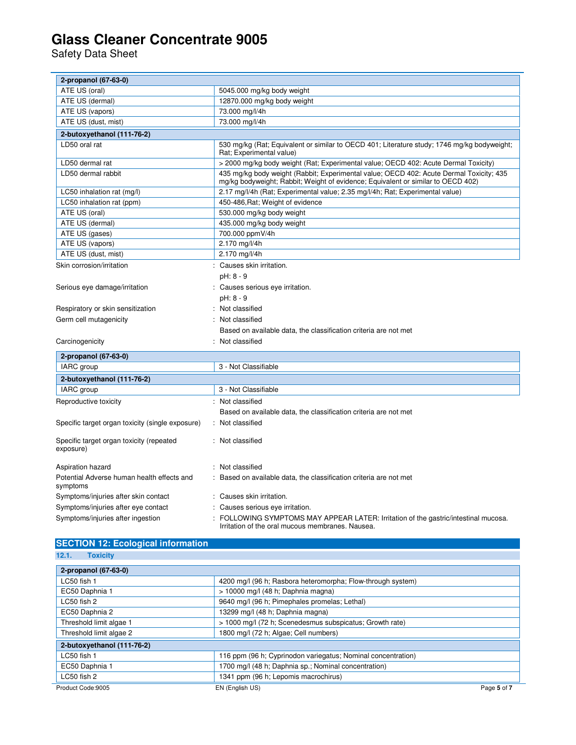| 2-propanol (67-63-0) | |
|---|---|
| ATE US (oral) | 5045.000 mg/kg body weight |
| ATE US (dermal) | 12870.000 mg/kg body weight |
| ATE US (vapors) | 73.000 mg/l/4h |
| ATE US (dust, mist) | 73.000 mg/l/4h |

| 2-butoxyethanol (111-76-2) | |
|---|---|
| LD50 oral rat | 530 mg/kg (Rat; Equivalent or similar to OECD 401; Literature study; 1746 mg/kg bodyweight; Rat; Experimental value) |
| LD50 dermal rat | > 2000 mg/kg body weight (Rat; Experimental value; OECD 402: Acute Dermal Toxicity) |
| LD50 dermal rabbit | 435 mg/kg body weight (Rabbit; Experimental value; OECD 402: Acute Dermal Toxicity; 435 mg/kg bodyweight; Rabbit; Weight of evidence; Equivalent or similar to OECD 402) |
| LC50 inhalation rat (mg/l) | 2.17 mg/l/4h (Rat; Experimental value; 2.35 mg/l/4h; Rat; Experimental value) |
| LC50 inhalation rat (ppm) | 450-486,Rat; Weight of evidence |
| ATE US (oral) | 530.000 mg/kg body weight |
| ATE US (dermal) | 435.000 mg/kg body weight |
| ATE US (gases) | 700.000 ppmV/4h |
| ATE US (vapors) | 2.170 mg/l/4h |
| ATE US (dust, mist) | 2.170 mg/l/4h |

Skin corrosion/irritation : Causes skin irritation.
pH: 8 - 9

Serious eye damage/irritation : Causes serious eye irritation.
pH: 8 - 9

Respiratory or skin sensitization : Not classified

Germ cell mutagenicity : Not classified
Based on available data, the classification criteria are not met

Carcinogenicity : Not classified

| 2-propanol (67-63-0) | |
|---|---|
| IARC group | 3 - Not Classifiable |

| 2-butoxyethanol (111-76-2) | |
|---|---|
| IARC group | 3 - Not Classifiable |

Reproductive toxicity : Not classified
Based on available data, the classification criteria are not met

Specific target organ toxicity (single exposure) : Not classified

Specific target organ toxicity (repeated exposure) : Not classified

Aspiration hazard : Not classified

Potential Adverse human health effects and symptoms : Based on available data, the classification criteria are not met

Symptoms/injuries after skin contact : Causes skin irritation.

Symptoms/injuries after eye contact : Causes serious eye irritation.

Symptoms/injuries after ingestion : FOLLOWING SYMPTOMS MAY APPEAR LATER: Irritation of the gastric/intestinal mucosa. Irritation of the oral mucous membranes. Nausea.

## SECTION 12: Ecological information

### 12.1. Toxicity

| 2-propanol (67-63-0) | |
|---|---|
| LC50 fish 1 | 4200 mg/l (96 h; Rasbora heteromorpha; Flow-through system) |
| EC50 Daphnia 1 | > 10000 mg/l (48 h; Daphnia magna) |
| LC50 fish 2 | 9640 mg/l (96 h; Pimephales promelas; Lethal) |
| EC50 Daphnia 2 | 13299 mg/l (48 h; Daphnia magna) |
| Threshold limit algae 1 | > 1000 mg/l (72 h; Scenedesmus subspicatus; Growth rate) |
| Threshold limit algae 2 | 1800 mg/l (72 h; Algae; Cell numbers) |

| 2-butoxyethanol (111-76-2) | |
|---|---|
| LC50 fish 1 | 116 ppm (96 h; Cyprinodon variegatus; Nominal concentration) |
| EC50 Daphnia 1 | 1700 mg/l (48 h; Daphnia sp.; Nominal concentration) |
| LC50 fish 2 | 1341 ppm (96 h; Lepomis macrochirus) |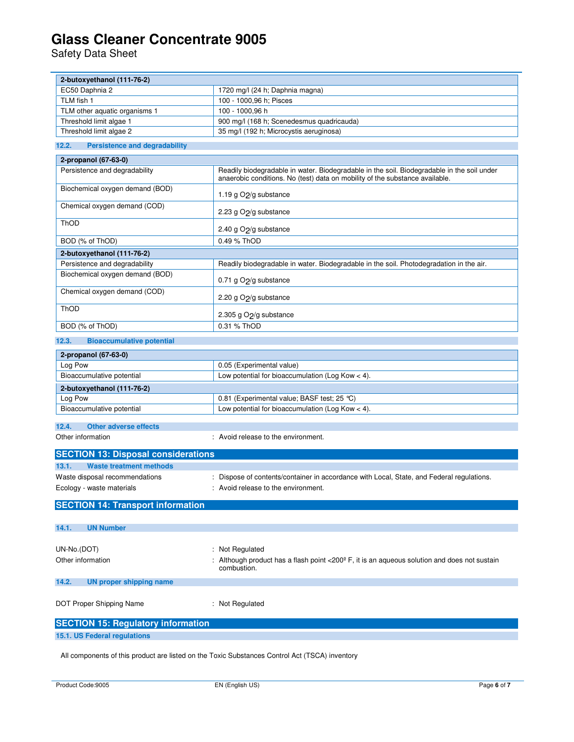| 2-butoxyethanol (111-76-2) | |
|---|---|
| EC50 Daphnia 2 | 1720 mg/l (24 h; Daphnia magna) |
| TLM fish 1 | 100 - 1000,96 h; Pisces |
| TLM other aquatic organisms 1 | 100 - 1000,96 h |
| Threshold limit algae 1 | 900 mg/l (168 h; Scenedesmus quadricauda) |
| Threshold limit algae 2 | 35 mg/l (192 h; Microcystis aeruginosa) |

### 12.2. Persistence and degradability

| 2-propanol (67-63-0) | |
|---|---|
| Persistence and degradability | Readily biodegradable in water. Biodegradable in the soil. Biodegradable in the soil under anaerobic conditions. No (test) data on mobility of the substance available. |
| Biochemical oxygen demand (BOD) | 1.19 g $O_2$/g substance |
| Chemical oxygen demand (COD) | 2.23 g $O_2$/g substance |
| ThOD | 2.40 g $O_2$/g substance |
| BOD (% of ThOD) | 0.49 % ThOD |
| **2-butoxyethanol (111-76-2)** | |
| Persistence and degradability | Readily biodegradable in water. Biodegradable in the soil. Photodegradation in the air. |
| Biochemical oxygen demand (BOD) | 0.71 g $O_2$/g substance |
| Chemical oxygen demand (COD) | 2.20 g $O_2$/g substance |
| ThOD | 2.305 g $O_2$/g substance |
| BOD (% of ThOD) | 0.31 % ThOD |

### 12.3. Bioaccumulative potential

| 2-propanol (67-63-0) | |
|---|---|
| Log Pow | 0.05 (Experimental value) |
| Bioaccumulative potential | Low potential for bioaccumulation (Log Kow < 4). |
| **2-butoxyethanol (111-76-2)** | |
| Log Pow | 0.81 (Experimental value; BASF test; 25 °C) |
| Bioaccumulative potential | Low potential for bioaccumulation (Log Kow < 4). |

### 12.4. Other adverse effects

Other information : Avoid release to the environment.

## SECTION 13: Disposal considerations

### 13.1. Waste treatment methods

Waste disposal recommendations : Dispose of contents/container in accordance with Local, State, and Federal regulations.

Ecology - waste materials : Avoid release to the environment.

## SECTION 14: Transport information

### 14.1. UN Number

UN-No.(DOT) : Not Regulated

Other information : Although product has a flash point <200º F, it is an aqueous solution and does not sustain combustion.

### 14.2. UN proper shipping name

DOT Proper Shipping Name : Not Regulated

## SECTION 15: Regulatory information

### 15.1. US Federal regulations

All components of this product are listed on the Toxic Substances Control Act (TSCA) inventory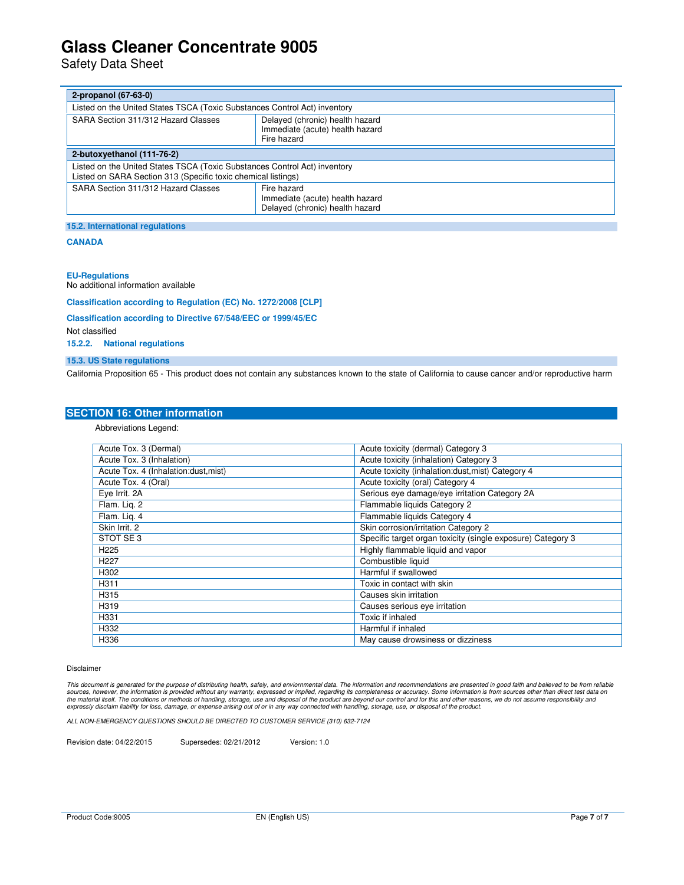| 2-propanol (67-63-0) | |
|---|---|
| Listed on the United States TSCA (Toxic Substances Control Act) inventory | |
| SARA Section 311/312 Hazard Classes | Delayed (chronic) health hazard<br>Immediate (acute) health hazard<br>Fire hazard |

| 2-butoxyethanol (111-76-2) | |
|---|---|
| Listed on the United States TSCA (Toxic Substances Control Act) inventory<br>Listed on SARA Section 313 (Specific toxic chemical listings) | |
| SARA Section 311/312 Hazard Classes | Fire hazard<br>Immediate (acute) health hazard<br>Delayed (chronic) health hazard |

### 15.2. International regulations

**CANADA**

**EU-Regulations**

No additional information available

**Classification according to Regulation (EC) No. 1272/2008 [CLP]**

**Classification according to Directive 67/548/EEC or 1999/45/EC**

Not classified

#### 15.2.2. National regulations

### 15.3. US State regulations

California Proposition 65 - This product does not contain any substances known to the state of California to cause cancer and/or reproductive harm

## SECTION 16: Other information

Abbreviations Legend:

| | |
|---|---|
| Acute Tox. 3 (Dermal) | Acute toxicity (dermal) Category 3 |
| Acute Tox. 3 (Inhalation) | Acute toxicity (inhalation) Category 3 |
| Acute Tox. 4 (Inhalation:dust,mist) | Acute toxicity (inhalation:dust,mist) Category 4 |
| Acute Tox. 4 (Oral) | Acute toxicity (oral) Category 4 |
| Eye Irrit. 2A | Serious eye damage/eye irritation Category 2A |
| Flam. Liq. 2 | Flammable liquids Category 2 |
| Flam. Liq. 4 | Flammable liquids Category 4 |
| Skin Irrit. 2 | Skin corrosion/irritation Category 2 |
| STOT SE 3 | Specific target organ toxicity (single exposure) Category 3 |
| H225 | Highly flammable liquid and vapor |
| H227 | Combustible liquid |
| H302 | Harmful if swallowed |
| H311 | Toxic in contact with skin |
| H315 | Causes skin irritation |
| H319 | Causes serious eye irritation |
| H331 | Toxic if inhaled |
| H332 | Harmful if inhaled |
| H336 | May cause drowsiness or dizziness |

Disclaimer

*This document is generated for the purpose of distributing health, safely, and envionmental data. The information and recommendations are presented in good faith and believed to be from reliable sources, however, the information is provided without any warranty, expressed or implied, regarding its completeness or accuracy. Some information is from sources other than direct test data on the material itself. The conditions or methods of handling, storage, use and disposal of the product are beyond our control and for this and other reasons, we do not assume responsibility and expressly disclaim liability for loss, damage, or expense arising out of or in any way connected with handling, storage, use, or disposal of the product.*

*ALL NON-EMERGENCY QUESTIONS SHOULD BE DIRECTED TO CUSTOMER SERVICE (310) 632-7124*

Revision date: 04/22/2015 Supersedes: 02/21/2012 Version: 1.0